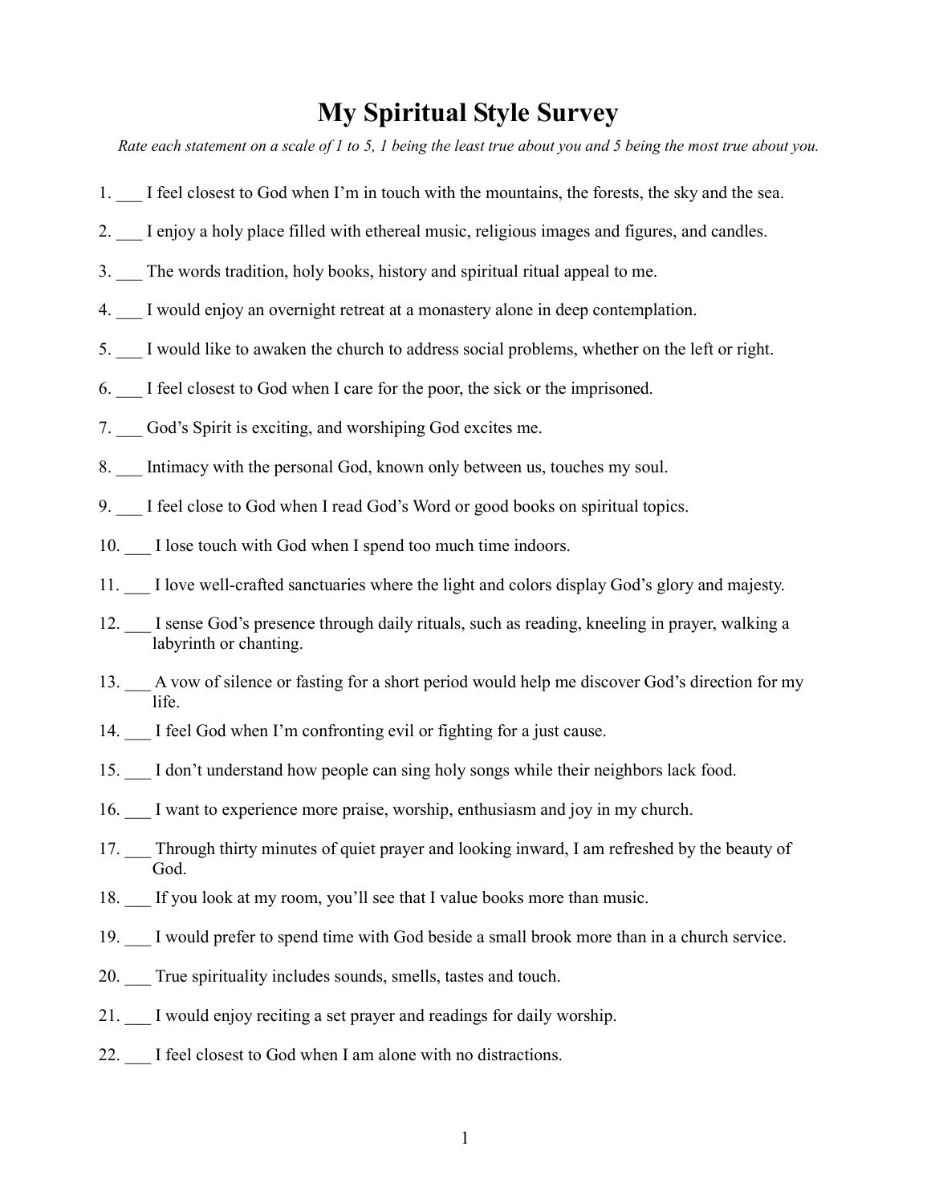# My Spiritual Style Survey

*Rate each statement on a scale of 1 to 5, 1 being the least true about you and 5 being the most true about you.*

1. ___ I feel closest to God when I'm in touch with the mountains, the forests, the sky and the sea.
2. ___ I enjoy a holy place filled with ethereal music, religious images and figures, and candles.
3. ___ The words tradition, holy books, history and spiritual ritual appeal to me.
4. ___ I would enjoy an overnight retreat at a monastery alone in deep contemplation.
5. ___ I would like to awaken the church to address social problems, whether on the left or right.
6. ___ I feel closest to God when I care for the poor, the sick or the imprisoned.
7. ___ God's Spirit is exciting, and worshiping God excites me.
8. ___ Intimacy with the personal God, known only between us, touches my soul.
9. ___ I feel close to God when I read God's Word or good books on spiritual topics.
10. ___ I lose touch with God when I spend too much time indoors.
11. ___ I love well-crafted sanctuaries where the light and colors display God's glory and majesty.
12. ___ I sense God's presence through daily rituals, such as reading, kneeling in prayer, walking a labyrinth or chanting.
13. ___ A vow of silence or fasting for a short period would help me discover God's direction for my life.
14. ___ I feel God when I'm confronting evil or fighting for a just cause.
15. ___ I don't understand how people can sing holy songs while their neighbors lack food.
16. ___ I want to experience more praise, worship, enthusiasm and joy in my church.
17. ___ Through thirty minutes of quiet prayer and looking inward, I am refreshed by the beauty of God.
18. ___ If you look at my room, you'll see that I value books more than music.
19. ___ I would prefer to spend time with God beside a small brook more than in a church service.
20. ___ True spirituality includes sounds, smells, tastes and touch.
21. ___ I would enjoy reciting a set prayer and readings for daily worship.
22. ___ I feel closest to God when I am alone with no distractions.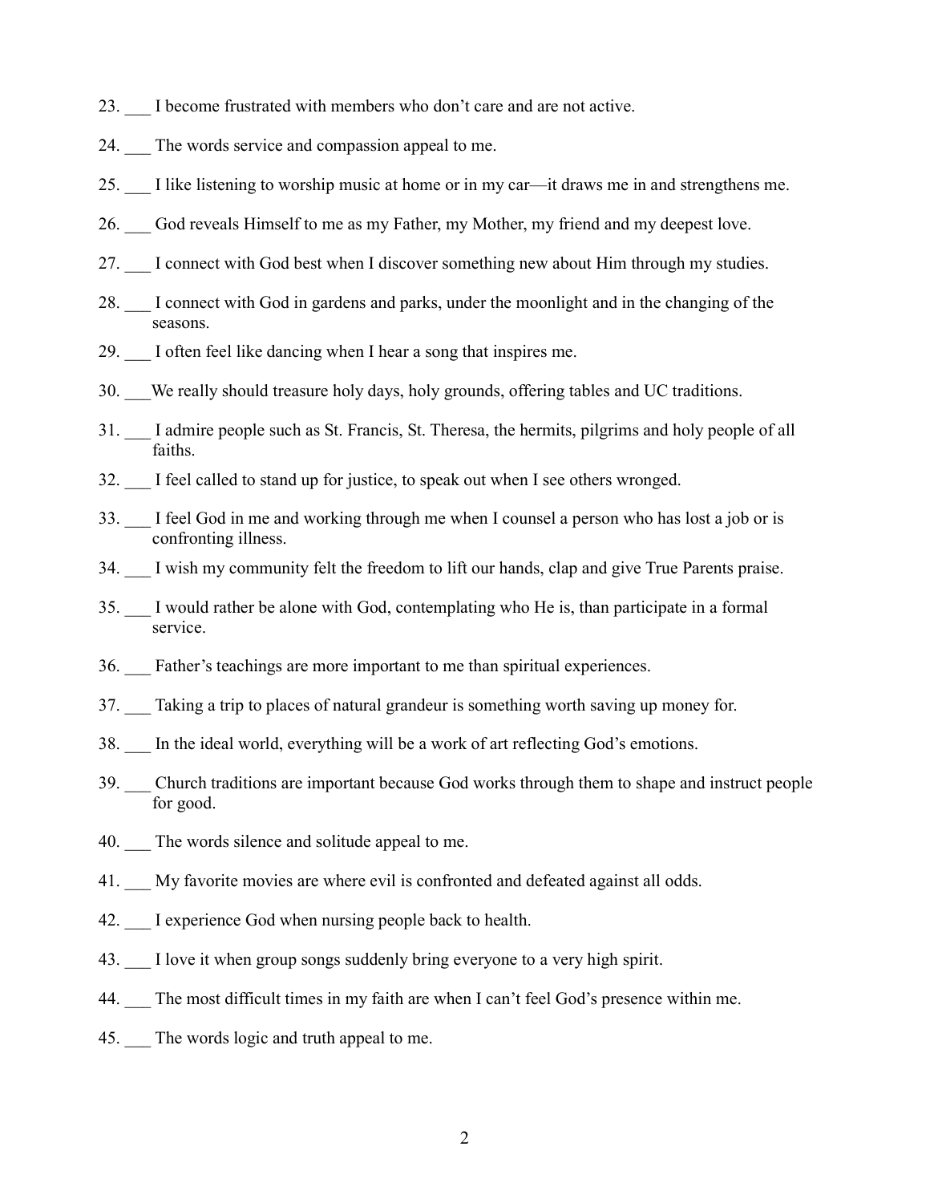23. ___ I become frustrated with members who don't care and are not active.

24. ___ The words service and compassion appeal to me.

25. ___ I like listening to worship music at home or in my car—it draws me in and strengthens me.

26. ___ God reveals Himself to me as my Father, my Mother, my friend and my deepest love.

27. ___ I connect with God best when I discover something new about Him through my studies.

28. ___ I connect with God in gardens and parks, under the moonlight and in the changing of the seasons.

29. ___ I often feel like dancing when I hear a song that inspires me.

30. ___We really should treasure holy days, holy grounds, offering tables and UC traditions.

31. ___ I admire people such as St. Francis, St. Theresa, the hermits, pilgrims and holy people of all faiths.

32. ___ I feel called to stand up for justice, to speak out when I see others wronged.

33. ___ I feel God in me and working through me when I counsel a person who has lost a job or is confronting illness.

34. ___ I wish my community felt the freedom to lift our hands, clap and give True Parents praise.

35. ___ I would rather be alone with God, contemplating who He is, than participate in a formal service.

36. ___ Father's teachings are more important to me than spiritual experiences.

37. ___ Taking a trip to places of natural grandeur is something worth saving up money for.

38. ___ In the ideal world, everything will be a work of art reflecting God's emotions.

39. ___ Church traditions are important because God works through them to shape and instruct people for good.

40. ___ The words silence and solitude appeal to me.

41. ___ My favorite movies are where evil is confronted and defeated against all odds.

42. ___ I experience God when nursing people back to health.

43. ___ I love it when group songs suddenly bring everyone to a very high spirit.

44. ___ The most difficult times in my faith are when I can't feel God's presence within me.

45. ___ The words logic and truth appeal to me.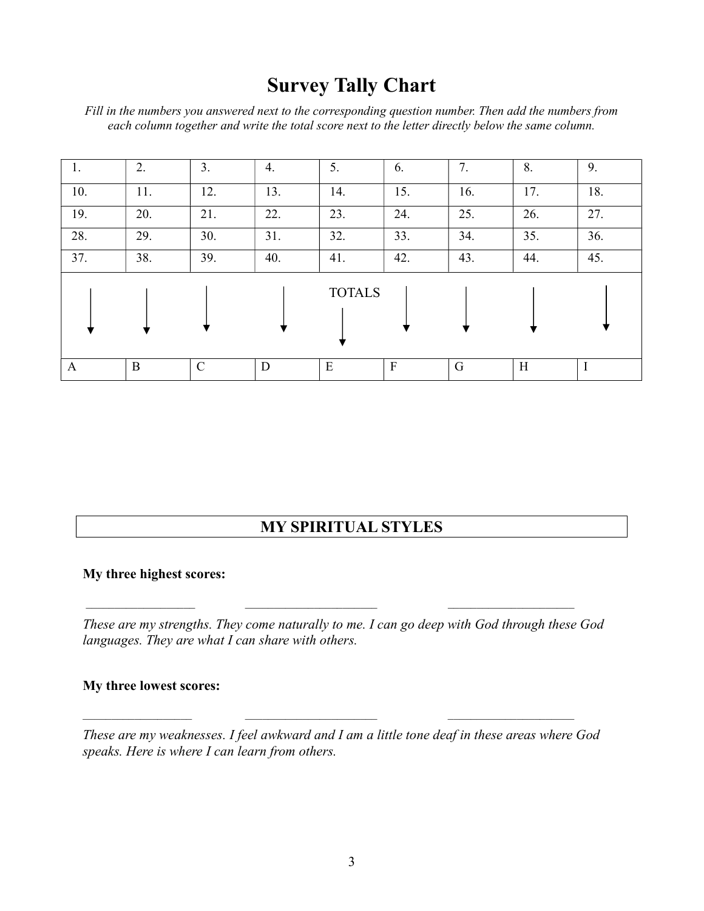# Survey Tally Chart

*Fill in the numbers you answered next to the corresponding question number. Then add the numbers from each column together and write the total score next to the letter directly below the same column.*

| 1. | 2. | 3. | 4. | 5. | 6. | 7. | 8. | 9. |
|---|---|---|---|---|---|---|---|---|
| 10. | 11. | 12. | 13. | 14. | 15. | 16. | 17. | 18. |
| 19. | 20. | 21. | 22. | 23. | 24. | 25. | 26. | 27. |
| 28. | 29. | 30. | 31. | 32. | 33. | 34. | 35. | 36. |
| 37. | 38. | 39. | 40. | 41. | 42. | 43. | 44. | 45. |
| ↓ | ↓ | ↓ | ↓ | TOTALS ↓ | ↓ | ↓ | ↓ | ↓ |
| A | B | C | D | E | F | G | H | I |

## MY SPIRITUAL STYLES

**My three highest scores:**

\_\_\_\_\_\_\_\_\_\_\_\_\_\_\_\_ \_\_\_\_\_\_\_\_\_\_\_\_\_\_\_\_\_\_\_\_ \_\_\_\_\_\_\_\_\_\_\_\_\_\_\_\_\_\_\_

*These are my strengths. They come naturally to me. I can go deep with God through these God languages. They are what I can share with others.*

**My three lowest scores:**

\_\_\_\_\_\_\_\_\_\_\_\_\_\_\_\_ \_\_\_\_\_\_\_\_\_\_\_\_\_\_\_\_\_\_\_\_ \_\_\_\_\_\_\_\_\_\_\_\_\_\_\_\_\_\_\_

*These are my weaknesses. I feel awkward and I am a little tone deaf in these areas where God speaks. Here is where I can learn from others.*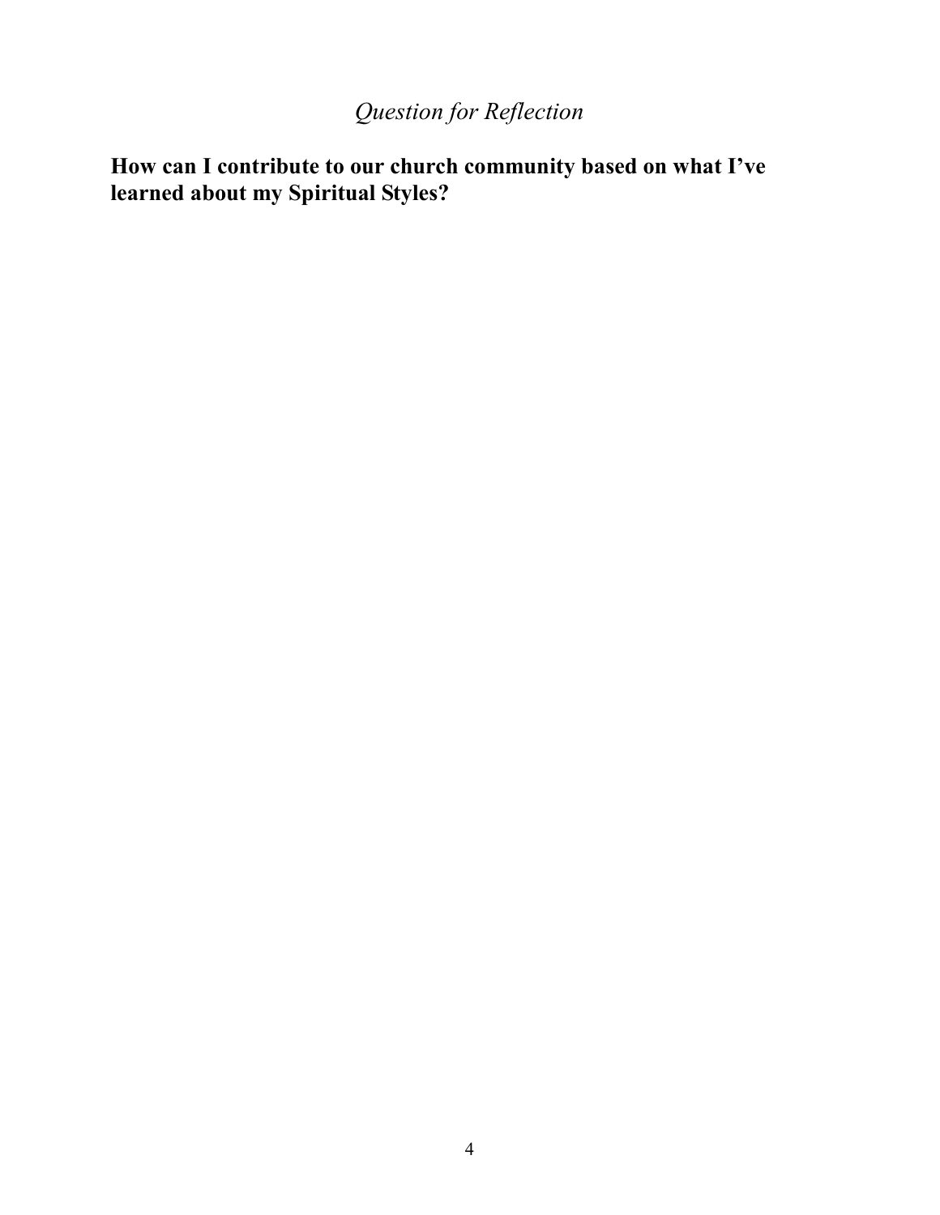## *Question for Reflection*

**How can I contribute to our church community based on what I've learned about my Spiritual Styles?**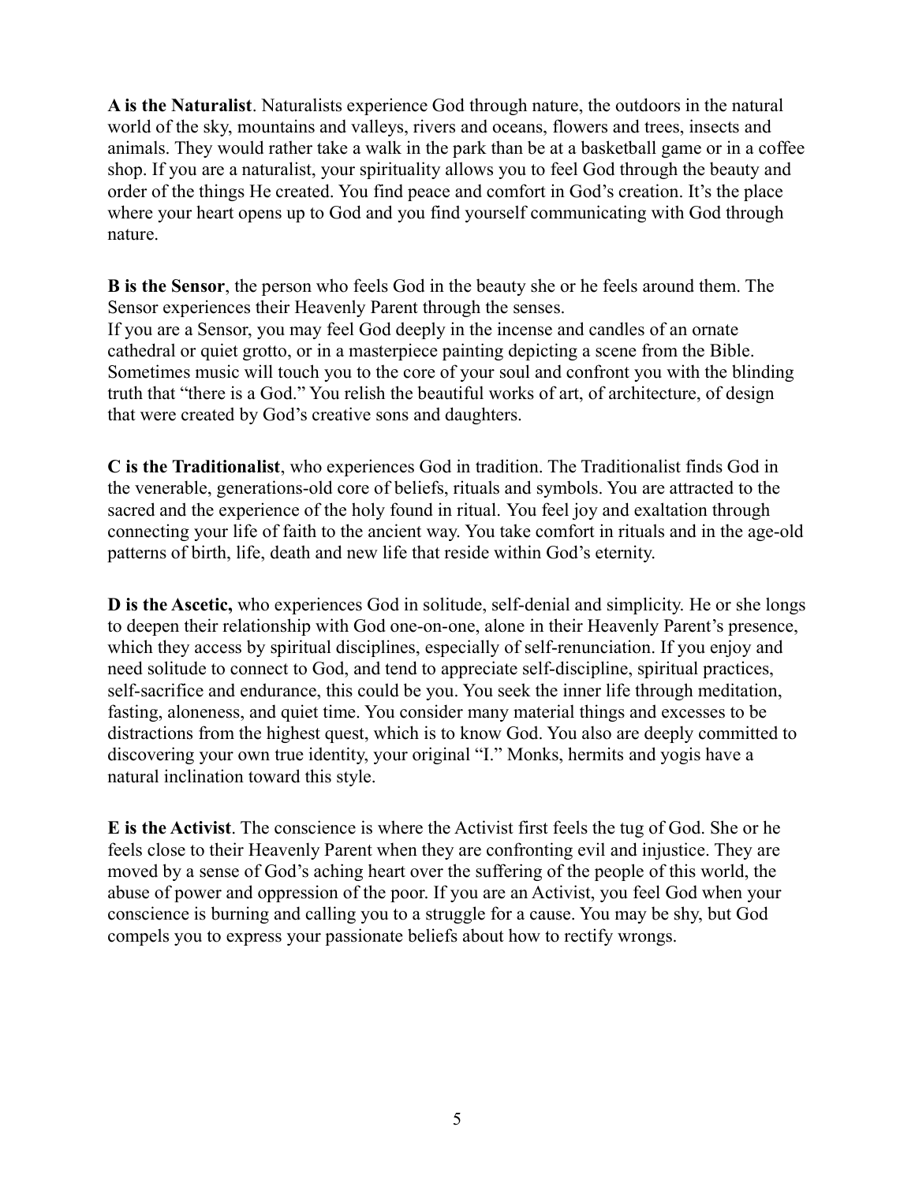**A is the Naturalist**. Naturalists experience God through nature, the outdoors in the natural world of the sky, mountains and valleys, rivers and oceans, flowers and trees, insects and animals. They would rather take a walk in the park than be at a basketball game or in a coffee shop. If you are a naturalist, your spirituality allows you to feel God through the beauty and order of the things He created. You find peace and comfort in God's creation. It's the place where your heart opens up to God and you find yourself communicating with God through nature.

**B is the Sensor**, the person who feels God in the beauty she or he feels around them. The Sensor experiences their Heavenly Parent through the senses.
If you are a Sensor, you may feel God deeply in the incense and candles of an ornate cathedral or quiet grotto, or in a masterpiece painting depicting a scene from the Bible. Sometimes music will touch you to the core of your soul and confront you with the blinding truth that "there is a God." You relish the beautiful works of art, of architecture, of design that were created by God's creative sons and daughters.

**C is the Traditionalist**, who experiences God in tradition. The Traditionalist finds God in the venerable, generations-old core of beliefs, rituals and symbols. You are attracted to the sacred and the experience of the holy found in ritual. You feel joy and exaltation through connecting your life of faith to the ancient way. You take comfort in rituals and in the age-old patterns of birth, life, death and new life that reside within God's eternity.

**D is the Ascetic,** who experiences God in solitude, self-denial and simplicity. He or she longs to deepen their relationship with God one-on-one, alone in their Heavenly Parent's presence, which they access by spiritual disciplines, especially of self-renunciation. If you enjoy and need solitude to connect to God, and tend to appreciate self-discipline, spiritual practices, self-sacrifice and endurance, this could be you. You seek the inner life through meditation, fasting, aloneness, and quiet time. You consider many material things and excesses to be distractions from the highest quest, which is to know God. You also are deeply committed to discovering your own true identity, your original "I." Monks, hermits and yogis have a natural inclination toward this style.

**E is the Activist**. The conscience is where the Activist first feels the tug of God. She or he feels close to their Heavenly Parent when they are confronting evil and injustice. They are moved by a sense of God's aching heart over the suffering of the people of this world, the abuse of power and oppression of the poor. If you are an Activist, you feel God when your conscience is burning and calling you to a struggle for a cause. You may be shy, but God compels you to express your passionate beliefs about how to rectify wrongs.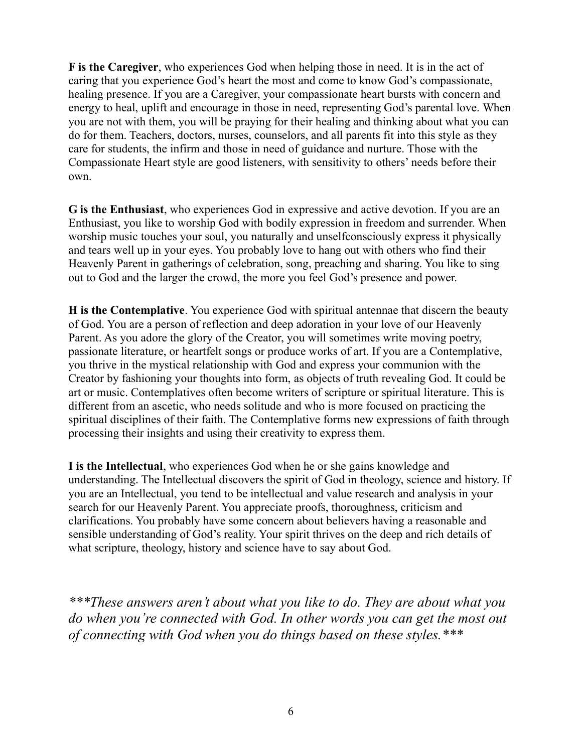**F is the Caregiver**, who experiences God when helping those in need. It is in the act of caring that you experience God's heart the most and come to know God's compassionate, healing presence. If you are a Caregiver, your compassionate heart bursts with concern and energy to heal, uplift and encourage in those in need, representing God's parental love. When you are not with them, you will be praying for their healing and thinking about what you can do for them. Teachers, doctors, nurses, counselors, and all parents fit into this style as they care for students, the infirm and those in need of guidance and nurture. Those with the Compassionate Heart style are good listeners, with sensitivity to others' needs before their own.

**G is the Enthusiast**, who experiences God in expressive and active devotion. If you are an Enthusiast, you like to worship God with bodily expression in freedom and surrender. When worship music touches your soul, you naturally and unselfconsciously express it physically and tears well up in your eyes. You probably love to hang out with others who find their Heavenly Parent in gatherings of celebration, song, preaching and sharing. You like to sing out to God and the larger the crowd, the more you feel God's presence and power.

**H is the Contemplative**. You experience God with spiritual antennae that discern the beauty of God. You are a person of reflection and deep adoration in your love of our Heavenly Parent. As you adore the glory of the Creator, you will sometimes write moving poetry, passionate literature, or heartfelt songs or produce works of art. If you are a Contemplative, you thrive in the mystical relationship with God and express your communion with the Creator by fashioning your thoughts into form, as objects of truth revealing God. It could be art or music. Contemplatives often become writers of scripture or spiritual literature. This is different from an ascetic, who needs solitude and who is more focused on practicing the spiritual disciplines of their faith. The Contemplative forms new expressions of faith through processing their insights and using their creativity to express them.

**I is the Intellectual**, who experiences God when he or she gains knowledge and understanding. The Intellectual discovers the spirit of God in theology, science and history. If you are an Intellectual, you tend to be intellectual and value research and analysis in your search for our Heavenly Parent. You appreciate proofs, thoroughness, criticism and clarifications. You probably have some concern about believers having a reasonable and sensible understanding of God's reality. Your spirit thrives on the deep and rich details of what scripture, theology, history and science have to say about God.

*\*\*\*These answers aren't about what you like to do. They are about what you do when you're connected with God. In other words you can get the most out of connecting with God when you do things based on these styles.\*\*\**